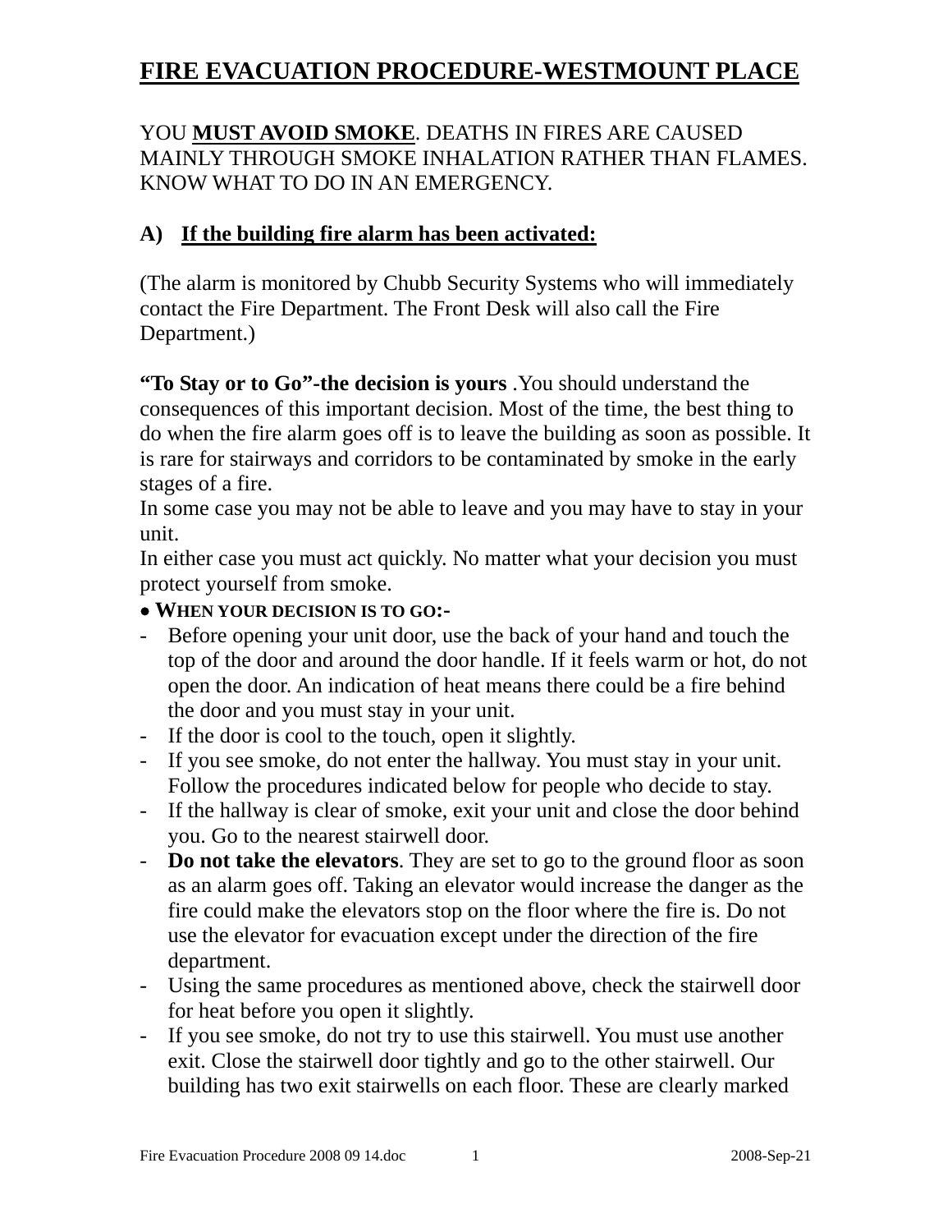# FIRE EVACUATION PROCEDURE-WESTMOUNT PLACE

YOU **MUST AVOID SMOKE**. DEATHS IN FIRES ARE CAUSED MAINLY THROUGH SMOKE INHALATION RATHER THAN FLAMES. KNOW WHAT TO DO IN AN EMERGENCY.

## A) If the building fire alarm has been activated:

(The alarm is monitored by Chubb Security Systems who will immediately contact the Fire Department. The Front Desk will also call the Fire Department.)

**"To Stay or to Go"-the decision is yours** .You should understand the consequences of this important decision. Most of the time, the best thing to do when the fire alarm goes off is to leave the building as soon as possible. It is rare for stairways and corridors to be contaminated by smoke in the early stages of a fire.
In some case you may not be able to leave and you may have to stay in your unit.
In either case you must act quickly. No matter what your decision you must protect yourself from smoke.

● **WHEN YOUR DECISION IS TO GO:-**

- Before opening your unit door, use the back of your hand and touch the top of the door and around the door handle. If it feels warm or hot, do not open the door. An indication of heat means there could be a fire behind the door and you must stay in your unit.
- If the door is cool to the touch, open it slightly.
- If you see smoke, do not enter the hallway. You must stay in your unit. Follow the procedures indicated below for people who decide to stay.
- If the hallway is clear of smoke, exit your unit and close the door behind you. Go to the nearest stairwell door.
- **Do not take the elevators**. They are set to go to the ground floor as soon as an alarm goes off. Taking an elevator would increase the danger as the fire could make the elevators stop on the floor where the fire is. Do not use the elevator for evacuation except under the direction of the fire department.
- Using the same procedures as mentioned above, check the stairwell door for heat before you open it slightly.
- If you see smoke, do not try to use this stairwell. You must use another exit. Close the stairwell door tightly and go to the other stairwell. Our building has two exit stairwells on each floor. These are clearly marked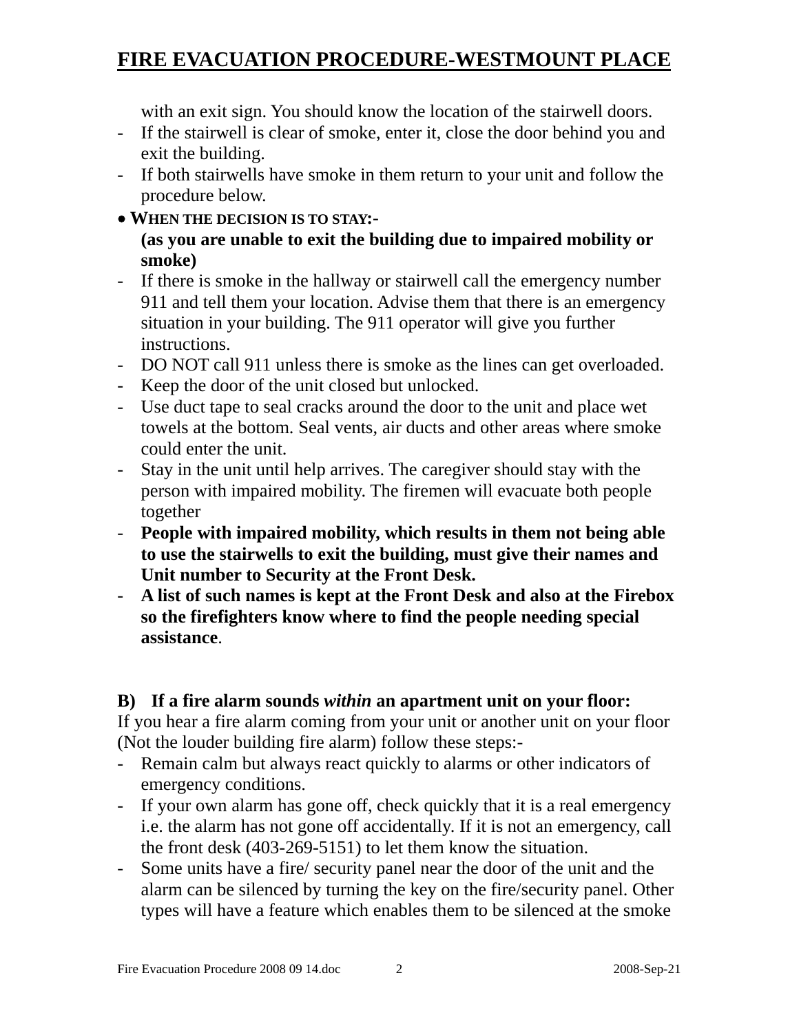with an exit sign. You should know the location of the stairwell doors.

- If the stairwell is clear of smoke, enter it, close the door behind you and exit the building.
- If both stairwells have smoke in them return to your unit and follow the procedure below.

● **WHEN THE DECISION IS TO STAY:-**
**(as you are unable to exit the building due to impaired mobility or smoke)**

- If there is smoke in the hallway or stairwell call the emergency number 911 and tell them your location. Advise them that there is an emergency situation in your building. The 911 operator will give you further instructions.
- DO NOT call 911 unless there is smoke as the lines can get overloaded.
- Keep the door of the unit closed but unlocked.
- Use duct tape to seal cracks around the door to the unit and place wet towels at the bottom. Seal vents, air ducts and other areas where smoke could enter the unit.
- Stay in the unit until help arrives. The caregiver should stay with the person with impaired mobility. The firemen will evacuate both people together
- **People with impaired mobility, which results in them not being able to use the stairwells to exit the building, must give their names and Unit number to Security at the Front Desk.**
- **A list of such names is kept at the Front Desk and also at the Firebox so the firefighters know where to find the people needing special assistance**.

**B) If a fire alarm sounds *within* an apartment unit on your floor:**

If you hear a fire alarm coming from your unit or another unit on your floor (Not the louder building fire alarm) follow these steps:-

- Remain calm but always react quickly to alarms or other indicators of emergency conditions.
- If your own alarm has gone off, check quickly that it is a real emergency i.e. the alarm has not gone off accidentally. If it is not an emergency, call the front desk (403-269-5151) to let them know the situation.
- Some units have a fire/ security panel near the door of the unit and the alarm can be silenced by turning the key on the fire/security panel. Other types will have a feature which enables them to be silenced at the smoke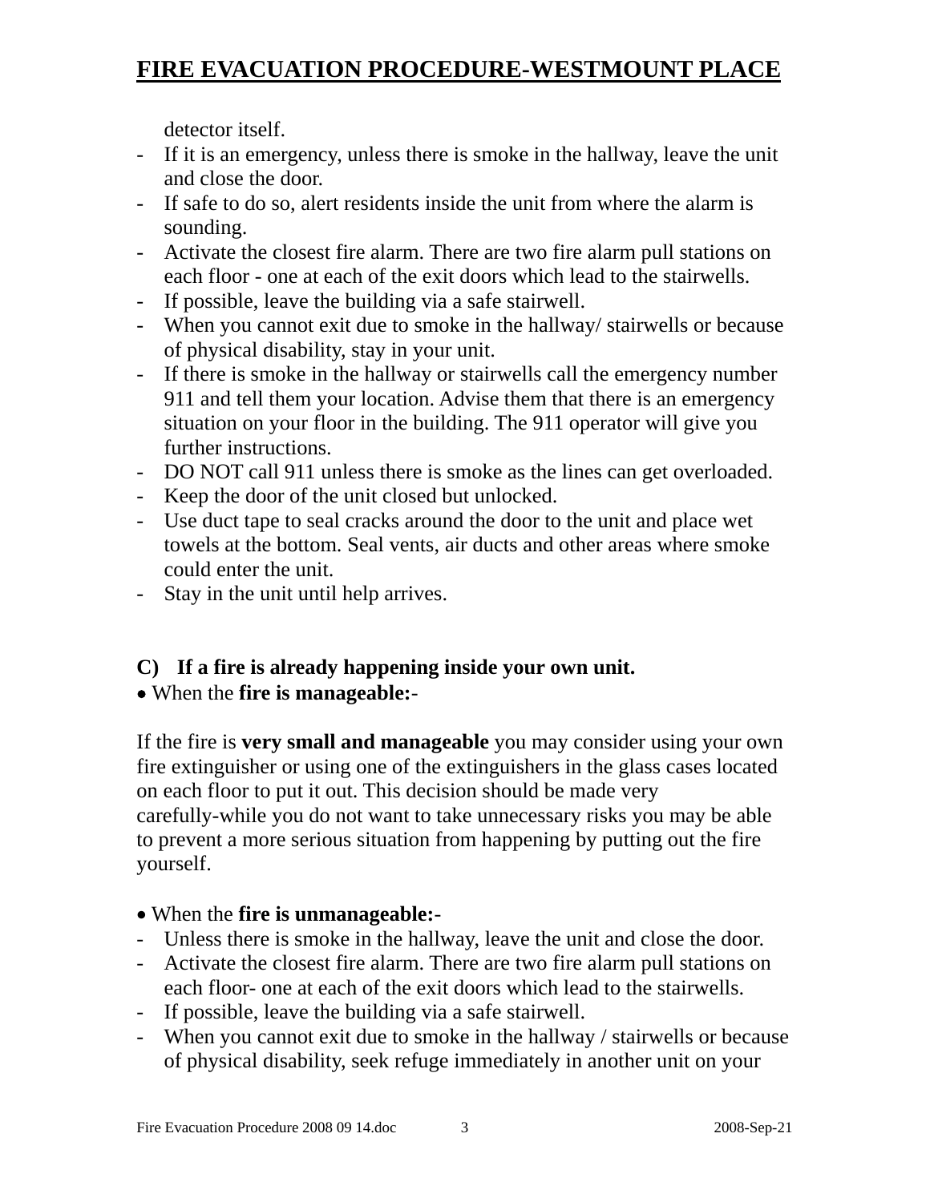detector itself.

- If it is an emergency, unless there is smoke in the hallway, leave the unit and close the door.
- If safe to do so, alert residents inside the unit from where the alarm is sounding.
- Activate the closest fire alarm. There are two fire alarm pull stations on each floor - one at each of the exit doors which lead to the stairwells.
- If possible, leave the building via a safe stairwell.
- When you cannot exit due to smoke in the hallway/ stairwells or because of physical disability, stay in your unit.
- If there is smoke in the hallway or stairwells call the emergency number 911 and tell them your location. Advise them that there is an emergency situation on your floor in the building. The 911 operator will give you further instructions.
- DO NOT call 911 unless there is smoke as the lines can get overloaded.
- Keep the door of the unit closed but unlocked.
- Use duct tape to seal cracks around the door to the unit and place wet towels at the bottom. Seal vents, air ducts and other areas where smoke could enter the unit.
- Stay in the unit until help arrives.

**C) If a fire is already happening inside your own unit.**

• When the **fire is manageable:**-

If the fire is **very small and manageable** you may consider using your own fire extinguisher or using one of the extinguishers in the glass cases located on each floor to put it out. This decision should be made very carefully-while you do not want to take unnecessary risks you may be able to prevent a more serious situation from happening by putting out the fire yourself.

• When the **fire is unmanageable:**-

- Unless there is smoke in the hallway, leave the unit and close the door.
- Activate the closest fire alarm. There are two fire alarm pull stations on each floor- one at each of the exit doors which lead to the stairwells.
- If possible, leave the building via a safe stairwell.
- When you cannot exit due to smoke in the hallway / stairwells or because of physical disability, seek refuge immediately in another unit on your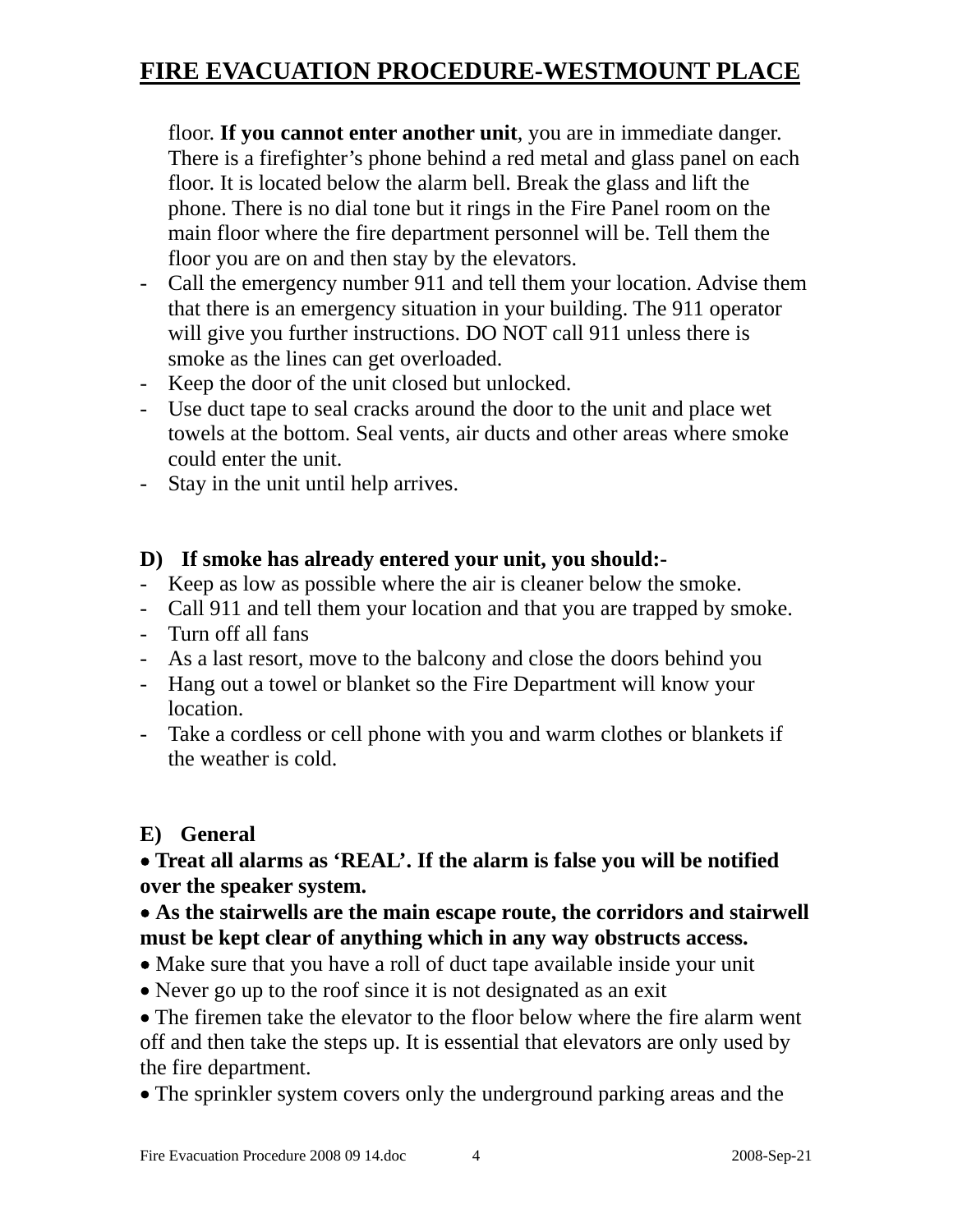floor. **If you cannot enter another unit**, you are in immediate danger. There is a firefighter's phone behind a red metal and glass panel on each floor. It is located below the alarm bell. Break the glass and lift the phone. There is no dial tone but it rings in the Fire Panel room on the main floor where the fire department personnel will be. Tell them the floor you are on and then stay by the elevators.

- Call the emergency number 911 and tell them your location. Advise them that there is an emergency situation in your building. The 911 operator will give you further instructions. DO NOT call 911 unless there is smoke as the lines can get overloaded.
- Keep the door of the unit closed but unlocked.
- Use duct tape to seal cracks around the door to the unit and place wet towels at the bottom. Seal vents, air ducts and other areas where smoke could enter the unit.
- Stay in the unit until help arrives.

**D) If smoke has already entered your unit, you should:-**

- Keep as low as possible where the air is cleaner below the smoke.
- Call 911 and tell them your location and that you are trapped by smoke.
- Turn off all fans
- As a last resort, move to the balcony and close the doors behind you
- Hang out a towel or blanket so the Fire Department will know your location.
- Take a cordless or cell phone with you and warm clothes or blankets if the weather is cold.

**E) General**

- **Treat all alarms as 'REAL'. If the alarm is false you will be notified over the speaker system.**
- **As the stairwells are the main escape route, the corridors and stairwell must be kept clear of anything which in any way obstructs access.**
- Make sure that you have a roll of duct tape available inside your unit
- Never go up to the roof since it is not designated as an exit
- The firemen take the elevator to the floor below where the fire alarm went off and then take the steps up. It is essential that elevators are only used by the fire department.
- The sprinkler system covers only the underground parking areas and the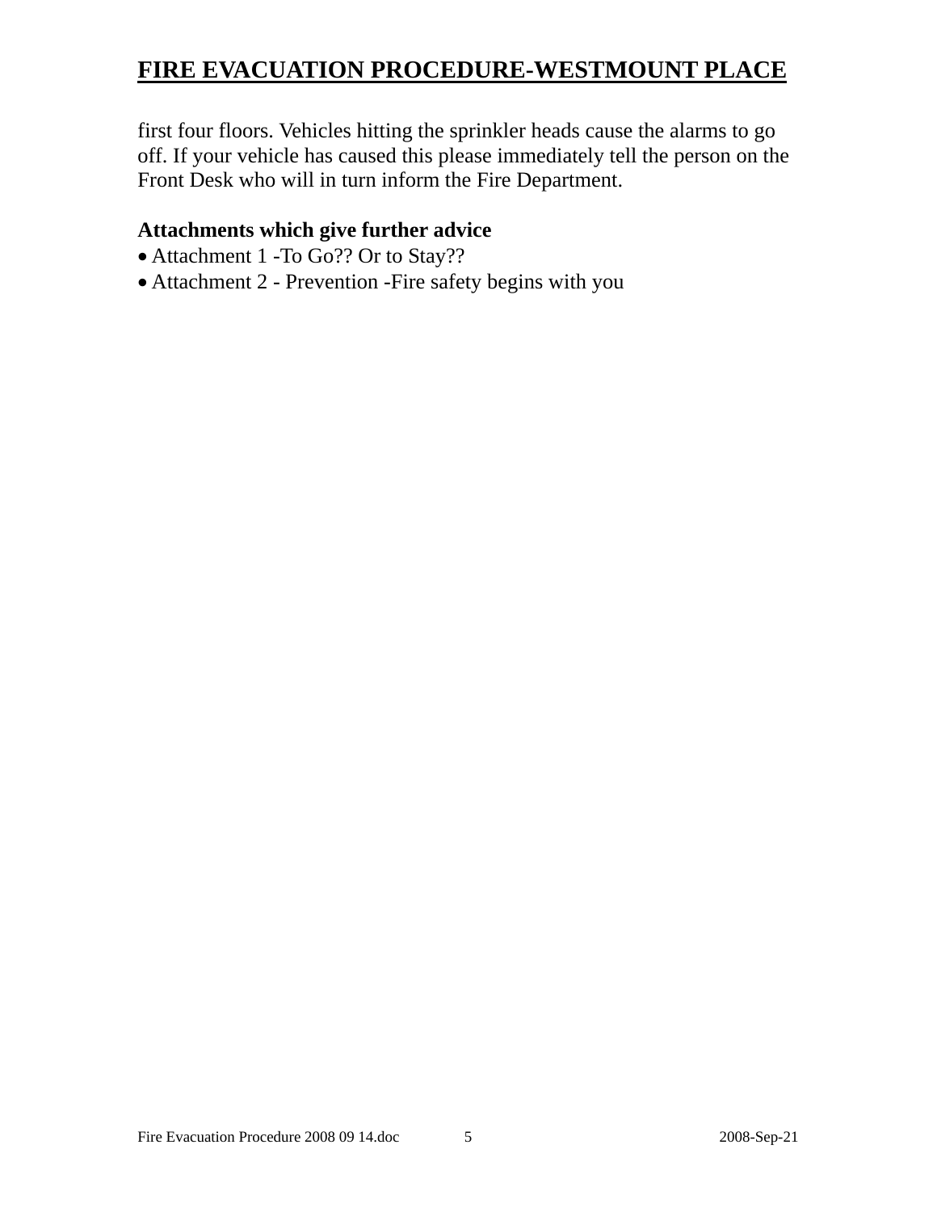first four floors. Vehicles hitting the sprinkler heads cause the alarms to go off. If your vehicle has caused this please immediately tell the person on the Front Desk who will in turn inform the Fire Department.

**Attachments which give further advice**

- Attachment 1 -To Go?? Or to Stay??
- Attachment 2 - Prevention -Fire safety begins with you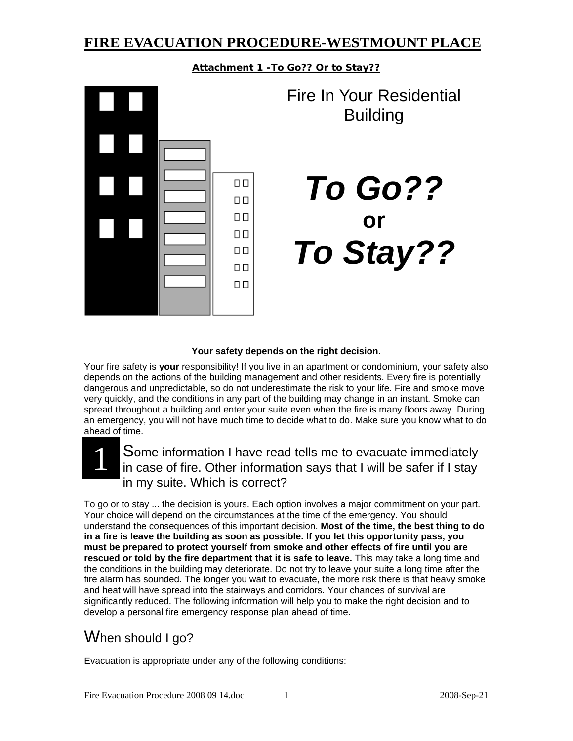# FIRE EVACUATION PROCEDURE-WESTMOUNT PLACE

**Attachment 1 -To Go?? Or to Stay??**

Fire In Your Residential Building

***To Go??***

**or**

***To Stay??***

**Your safety depends on the right decision.**

Your fire safety is **your** responsibility! If you live in an apartment or condominium, your safety also depends on the actions of the building management and other residents. Every fire is potentially dangerous and unpredictable, so do not underestimate the risk to your life. Fire and smoke move very quickly, and the conditions in any part of the building may change in an instant. Smoke can spread throughout a building and enter your suite even when the fire is many floors away. During an emergency, you will not have much time to decide what to do. Make sure you know what to do ahead of time.

## 1 Some information I have read tells me to evacuate immediately in case of fire. Other information says that I will be safer if I stay in my suite. Which is correct?

To go or to stay ... the decision is yours. Each option involves a major commitment on your part. Your choice will depend on the circumstances at the time of the emergency. You should understand the consequences of this important decision. **Most of the time, the best thing to do in a fire is leave the building as soon as possible. If you let this opportunity pass, you must be prepared to protect yourself from smoke and other effects of fire until you are rescued or told by the fire department that it is safe to leave.** This may take a long time and the conditions in the building may deteriorate. Do not try to leave your suite a long time after the fire alarm has sounded. The longer you wait to evacuate, the more risk there is that heavy smoke and heat will have spread into the stairways and corridors. Your chances of survival are significantly reduced. The following information will help you to make the right decision and to develop a personal fire emergency response plan ahead of time.

## When should I go?

Evacuation is appropriate under any of the following conditions: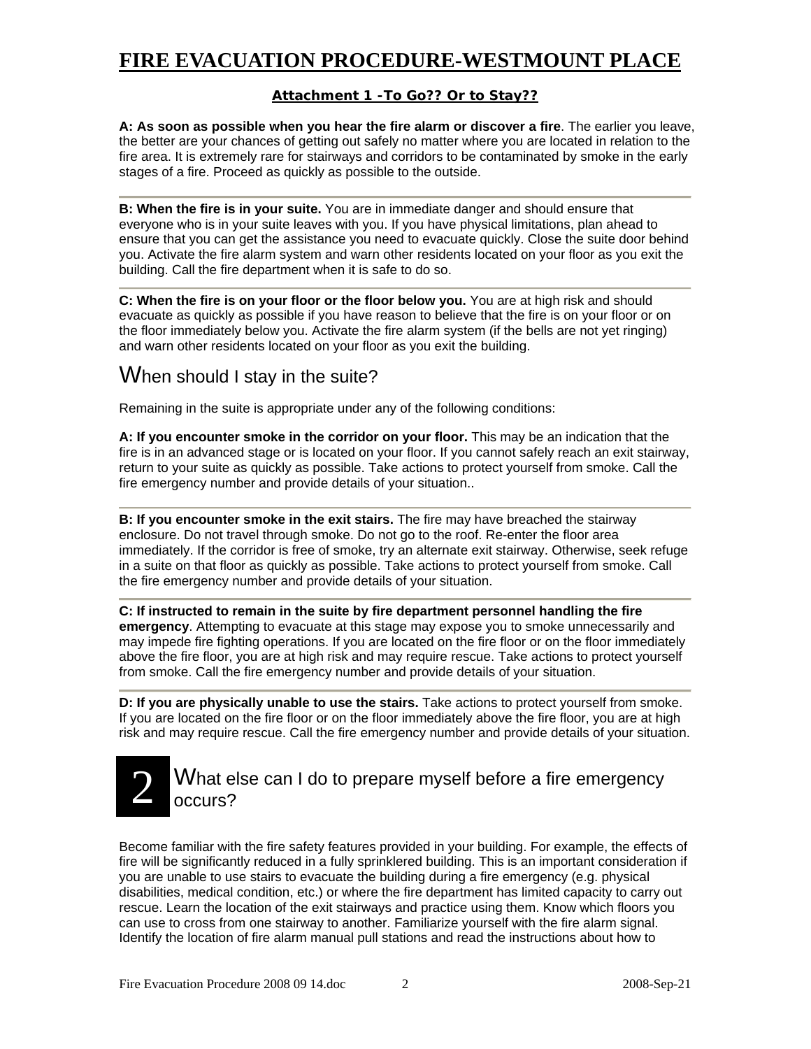# FIRE EVACUATION PROCEDURE-WESTMOUNT PLACE

**Attachment 1 -To Go?? Or to Stay??**

**A: As soon as possible when you hear the fire alarm or discover a fire**. The earlier you leave, the better are your chances of getting out safely no matter where you are located in relation to the fire area. It is extremely rare for stairways and corridors to be contaminated by smoke in the early stages of a fire. Proceed as quickly as possible to the outside.

**B: When the fire is in your suite.** You are in immediate danger and should ensure that everyone who is in your suite leaves with you. If you have physical limitations, plan ahead to ensure that you can get the assistance you need to evacuate quickly. Close the suite door behind you. Activate the fire alarm system and warn other residents located on your floor as you exit the building. Call the fire department when it is safe to do so.

**C: When the fire is on your floor or the floor below you.** You are at high risk and should evacuate as quickly as possible if you have reason to believe that the fire is on your floor or on the floor immediately below you. Activate the fire alarm system (if the bells are not yet ringing) and warn other residents located on your floor as you exit the building.

## When should I stay in the suite?

Remaining in the suite is appropriate under any of the following conditions:

**A: If you encounter smoke in the corridor on your floor.** This may be an indication that the fire is in an advanced stage or is located on your floor. If you cannot safely reach an exit stairway, return to your suite as quickly as possible. Take actions to protect yourself from smoke. Call the fire emergency number and provide details of your situation..

**B: If you encounter smoke in the exit stairs.** The fire may have breached the stairway enclosure. Do not travel through smoke. Do not go to the roof. Re-enter the floor area immediately. If the corridor is free of smoke, try an alternate exit stairway. Otherwise, seek refuge in a suite on that floor as quickly as possible. Take actions to protect yourself from smoke. Call the fire emergency number and provide details of your situation.

**C: If instructed to remain in the suite by fire department personnel handling the fire emergency**. Attempting to evacuate at this stage may expose you to smoke unnecessarily and may impede fire fighting operations. If you are located on the fire floor or on the floor immediately above the fire floor, you are at high risk and may require rescue. Take actions to protect yourself from smoke. Call the fire emergency number and provide details of your situation.

**D: If you are physically unable to use the stairs.** Take actions to protect yourself from smoke. If you are located on the fire floor or on the floor immediately above the fire floor, you are at high risk and may require rescue. Call the fire emergency number and provide details of your situation.

## 2 What else can I do to prepare myself before a fire emergency occurs?

Become familiar with the fire safety features provided in your building. For example, the effects of fire will be significantly reduced in a fully sprinklered building. This is an important consideration if you are unable to use stairs to evacuate the building during a fire emergency (e.g. physical disabilities, medical condition, etc.) or where the fire department has limited capacity to carry out rescue. Learn the location of the exit stairways and practice using them. Know which floors you can use to cross from one stairway to another. Familiarize yourself with the fire alarm signal. Identify the location of fire alarm manual pull stations and read the instructions about how to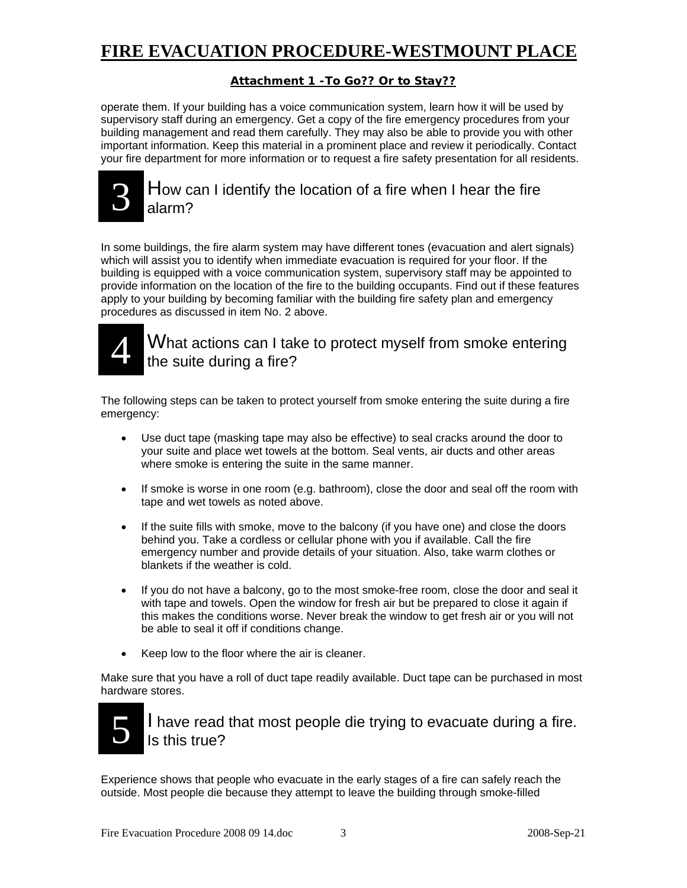# FIRE EVACUATION PROCEDURE-WESTMOUNT PLACE

**Attachment 1 -To Go?? Or to Stay??**

operate them. If your building has a voice communication system, learn how it will be used by supervisory staff during an emergency. Get a copy of the fire emergency procedures from your building management and read them carefully. They may also be able to provide you with other important information. Keep this material in a prominent place and review it periodically. Contact your fire department for more information or to request a fire safety presentation for all residents.

## 3 How can I identify the location of a fire when I hear the fire alarm?

In some buildings, the fire alarm system may have different tones (evacuation and alert signals) which will assist you to identify when immediate evacuation is required for your floor. If the building is equipped with a voice communication system, supervisory staff may be appointed to provide information on the location of the fire to the building occupants. Find out if these features apply to your building by becoming familiar with the building fire safety plan and emergency procedures as discussed in item No. 2 above.

## 4 What actions can I take to protect myself from smoke entering the suite during a fire?

The following steps can be taken to protect yourself from smoke entering the suite during a fire emergency:

- Use duct tape (masking tape may also be effective) to seal cracks around the door to your suite and place wet towels at the bottom. Seal vents, air ducts and other areas where smoke is entering the suite in the same manner.
- If smoke is worse in one room (e.g. bathroom), close the door and seal off the room with tape and wet towels as noted above.
- If the suite fills with smoke, move to the balcony (if you have one) and close the doors behind you. Take a cordless or cellular phone with you if available. Call the fire emergency number and provide details of your situation. Also, take warm clothes or blankets if the weather is cold.
- If you do not have a balcony, go to the most smoke-free room, close the door and seal it with tape and towels. Open the window for fresh air but be prepared to close it again if this makes the conditions worse. Never break the window to get fresh air or you will not be able to seal it off if conditions change.
- Keep low to the floor where the air is cleaner.

Make sure that you have a roll of duct tape readily available. Duct tape can be purchased in most hardware stores.

## 5 I have read that most people die trying to evacuate during a fire. Is this true?

Experience shows that people who evacuate in the early stages of a fire can safely reach the outside. Most people die because they attempt to leave the building through smoke-filled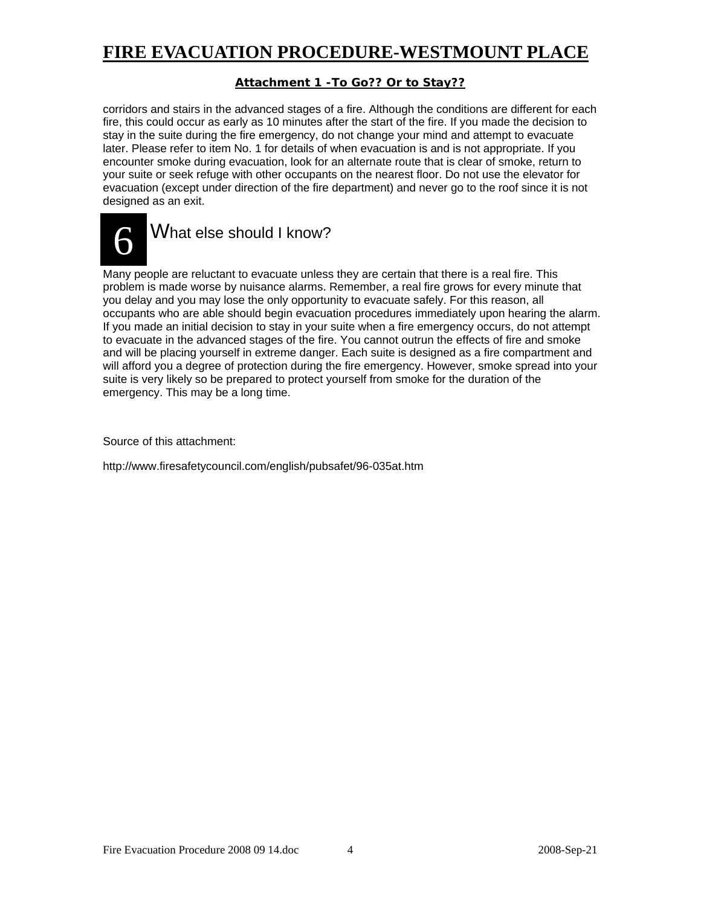# FIRE EVACUATION PROCEDURE-WESTMOUNT PLACE

**Attachment 1 -To Go?? Or to Stay??**

corridors and stairs in the advanced stages of a fire. Although the conditions are different for each fire, this could occur as early as 10 minutes after the start of the fire. If you made the decision to stay in the suite during the fire emergency, do not change your mind and attempt to evacuate later. Please refer to item No. 1 for details of when evacuation is and is not appropriate. If you encounter smoke during evacuation, look for an alternate route that is clear of smoke, return to your suite or seek refuge with other occupants on the nearest floor. Do not use the elevator for evacuation (except under direction of the fire department) and never go to the roof since it is not designed as an exit.

## 6 What else should I know?

Many people are reluctant to evacuate unless they are certain that there is a real fire. This problem is made worse by nuisance alarms. Remember, a real fire grows for every minute that you delay and you may lose the only opportunity to evacuate safely. For this reason, all occupants who are able should begin evacuation procedures immediately upon hearing the alarm. If you made an initial decision to stay in your suite when a fire emergency occurs, do not attempt to evacuate in the advanced stages of the fire. You cannot outrun the effects of fire and smoke and will be placing yourself in extreme danger. Each suite is designed as a fire compartment and will afford you a degree of protection during the fire emergency. However, smoke spread into your suite is very likely so be prepared to protect yourself from smoke for the duration of the emergency. This may be a long time.

Source of this attachment:

http://www.firesafetycouncil.com/english/pubsafet/96-035at.htm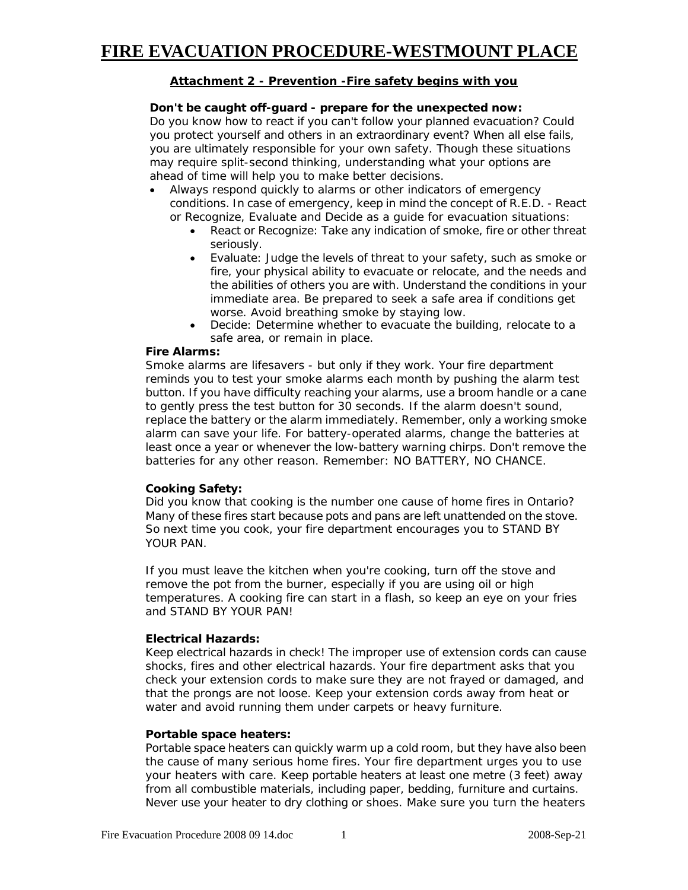# FIRE EVACUATION PROCEDURE-WESTMOUNT PLACE

## Attachment 2 - Prevention -Fire safety begins with you

**Don't be caught off-guard - prepare for the unexpected now:**
Do you know how to react if you can't follow your planned evacuation? Could you protect yourself and others in an extraordinary event? When all else fails, you are ultimately responsible for your own safety. Though these situations may require split-second thinking, understanding what your options are ahead of time will help you to make better decisions.

- Always respond quickly to alarms or other indicators of emergency conditions. In case of emergency, keep in mind the concept of R.E.D. - React or Recognize, Evaluate and Decide as a guide for evacuation situations:
    - React or Recognize: Take any indication of smoke, fire or other threat seriously.
    - Evaluate: Judge the levels of threat to your safety, such as smoke or fire, your physical ability to evacuate or relocate, and the needs and the abilities of others you are with. Understand the conditions in your immediate area. Be prepared to seek a safe area if conditions get worse. Avoid breathing smoke by staying low.
    - Decide: Determine whether to evacuate the building, relocate to a safe area, or remain in place.

**Fire Alarms:**
Smoke alarms are lifesavers - but only if they work. Your fire department reminds you to test your smoke alarms each month by pushing the alarm test button. If you have difficulty reaching your alarms, use a broom handle or a cane to gently press the test button for 30 seconds. If the alarm doesn't sound, replace the battery or the alarm immediately. Remember, only a working smoke alarm can save your life. For battery-operated alarms, change the batteries at least once a year or whenever the low-battery warning chirps. Don't remove the batteries for any other reason. Remember: NO BATTERY, NO CHANCE.

**Cooking Safety:**
Did you know that cooking is the number one cause of home fires in Ontario? Many of these fires start because pots and pans are left unattended on the stove. So next time you cook, your fire department encourages you to STAND BY YOUR PAN.

If you must leave the kitchen when you're cooking, turn off the stove and remove the pot from the burner, especially if you are using oil or high temperatures. A cooking fire can start in a flash, so keep an eye on your fries and STAND BY YOUR PAN!

**Electrical Hazards:**
Keep electrical hazards in check! The improper use of extension cords can cause shocks, fires and other electrical hazards. Your fire department asks that you check your extension cords to make sure they are not frayed or damaged, and that the prongs are not loose. Keep your extension cords away from heat or water and avoid running them under carpets or heavy furniture.

**Portable space heaters:**
Portable space heaters can quickly warm up a cold room, but they have also been the cause of many serious home fires. Your fire department urges you to use your heaters with care. Keep portable heaters at least one metre (3 feet) away from all combustible materials, including paper, bedding, furniture and curtains. Never use your heater to dry clothing or shoes. Make sure you turn the heaters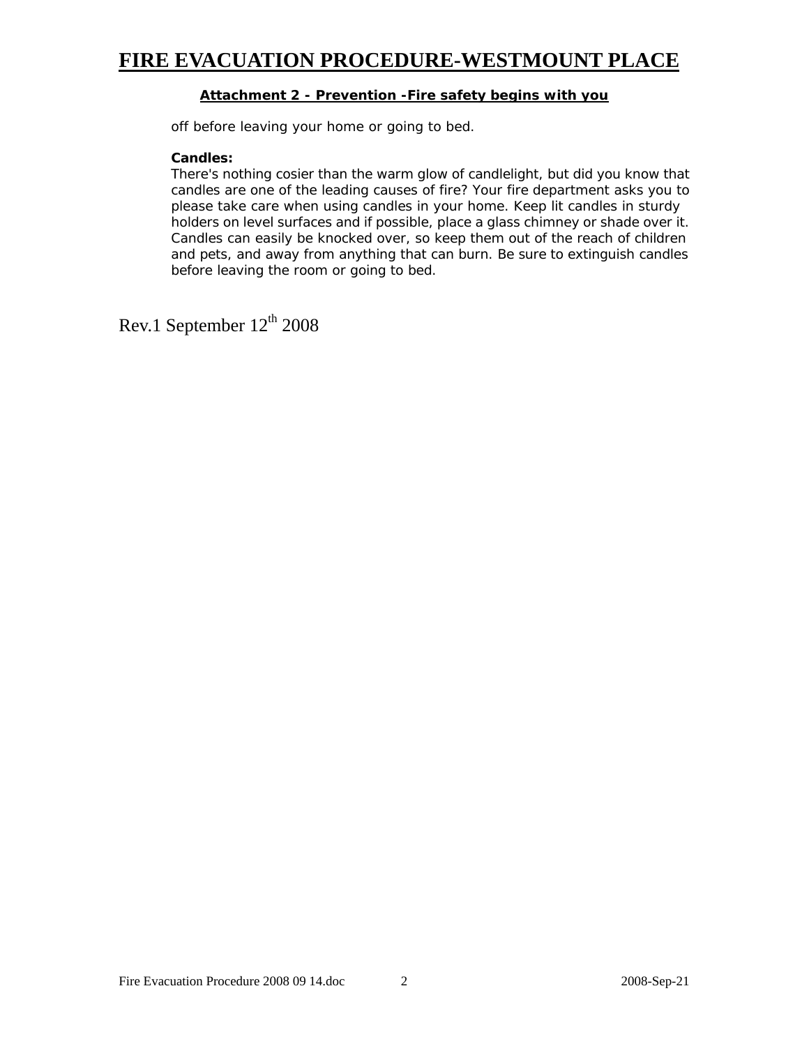off before leaving your home or going to bed.

**Candles:**
There's nothing cosier than the warm glow of candlelight, but did you know that candles are one of the leading causes of fire? Your fire department asks you to please take care when using candles in your home. Keep lit candles in sturdy holders on level surfaces and if possible, place a glass chimney or shade over it. Candles can easily be knocked over, so keep them out of the reach of children and pets, and away from anything that can burn. Be sure to extinguish candles before leaving the room or going to bed.

Rev.1 September 12th 2008